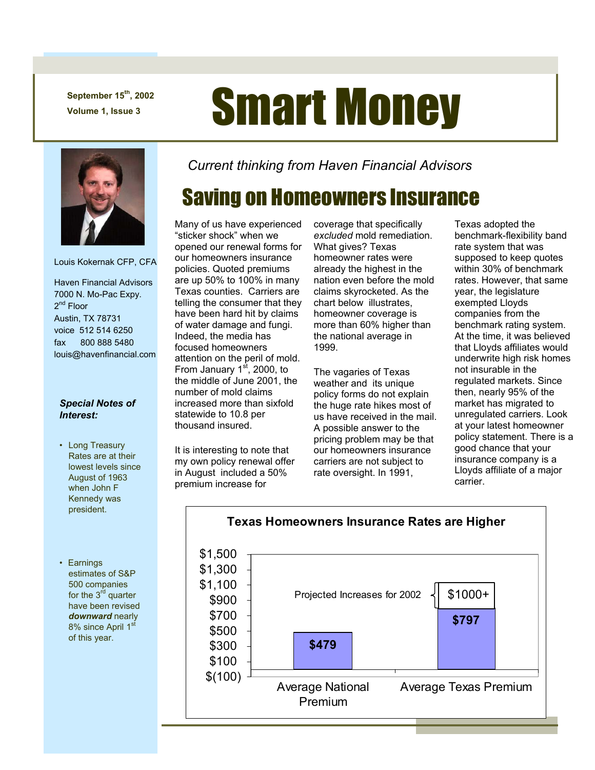September 15th, 2002
Volume 1, Issue 3

# Smart Money

Louis Kokernak CFP, CFA

Haven Financial Advisors
7000 N. Mo-Pac Expy.
2nd Floor
Austin, TX 78731
voice 512 514 6250
fax 800 888 5480
louis@havenfinancial.com

***Special Notes of Interest:***

- Long Treasury Rates are at their lowest levels since August of 1963 when John F Kennedy was president.
- Earnings estimates of S&P 500 companies for the 3rd quarter have been revised ***downward*** nearly 8% since April 1st of this year.

*Current thinking from Haven Financial Advisors*

## Saving on Homeowners Insurance

Many of us have experienced "sticker shock" when we opened our renewal forms for our homeowners insurance policies. Quoted premiums are up 50% to 100% in many Texas counties. Carriers are telling the consumer that they have been hard hit by claims of water damage and fungi. Indeed, the media has focused homeowners attention on the peril of mold. From January 1st, 2000, to the middle of June 2001, the number of mold claims increased more than sixfold statewide to 10.8 per thousand insured.

It is interesting to note that my own policy renewal offer in August included a 50% premium increase for coverage that specifically *excluded* mold remediation. What gives? Texas homeowner rates were already the highest in the nation even before the mold claims skyrocketed. As the chart below illustrates, homeowner coverage is more than 60% higher than the national average in 1999.

The vagaries of Texas weather and its unique policy forms do not explain the huge rate hikes most of us have received in the mail. A possible answer to the pricing problem may be that our homeowners insurance carriers are not subject to rate oversight. In 1991, Texas adopted the benchmark-flexibility band rate system that was supposed to keep quotes within 30% of benchmark rates. However, that same year, the legislature exempted Lloyds companies from the benchmark rating system. At the time, it was believed that Lloyds affiliates would underwrite high risk homes not insurable in the regulated markets. Since then, nearly 95% of the market has migrated to unregulated carriers. Look at your latest homeowner policy statement. There is a good chance that your insurance company is a Lloyds affiliate of a major carrier.

**Texas Homeowners Insurance Rates are Higher**

| | Average National Premium | Average Texas Premium |
|---|---|---|
| Premium | $479 | $797 |
| Projected Increases for 2002 | | $1000+ |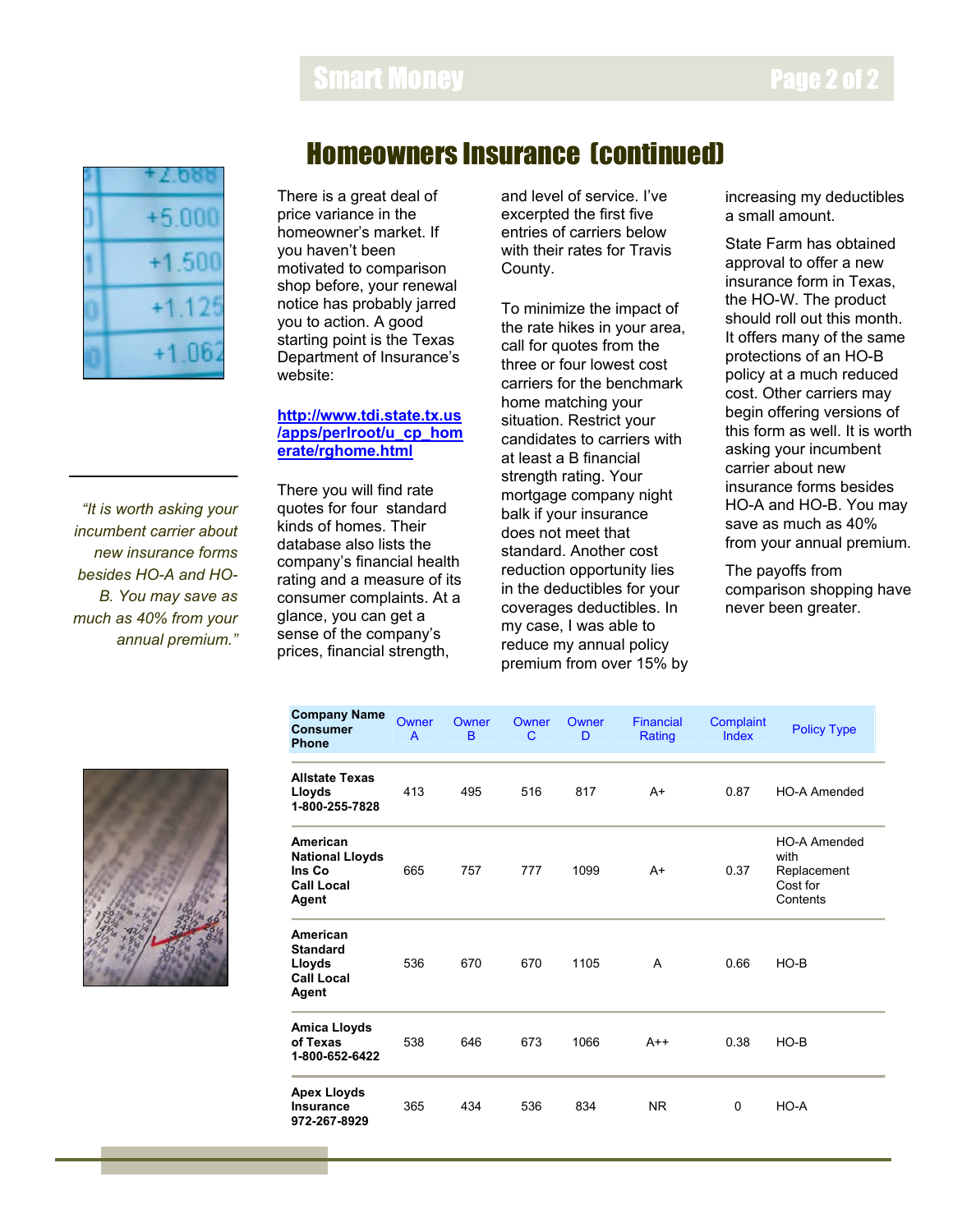# Homeowners Insurance (continued)

There is a great deal of price variance in the homeowner's market. If you haven't been motivated to comparison shop before, your renewal notice has probably jarred you to action. A good starting point is the Texas Department of Insurance's website:

**http://www.tdi.state.tx.us/apps/perlroot/u_cp_homerate/rghome.html**

There you will find rate quotes for four standard kinds of homes. Their database also lists the company's financial health rating and a measure of its consumer complaints. At a glance, you can get a sense of the company's prices, financial strength, and level of service. I've excerpted the first five entries of carriers below with their rates for Travis County.

To minimize the impact of the rate hikes in your area, call for quotes from the three or four lowest cost carriers for the benchmark home matching your situation. Restrict your candidates to carriers with at least a B financial strength rating. Your mortgage company night balk if your insurance does not meet that standard. Another cost reduction opportunity lies in the deductibles for your coverages deductibles. In my case, I was able to reduce my annual policy premium from over 15% by increasing my deductibles a small amount.

State Farm has obtained approval to offer a new insurance form in Texas, the HO-W. The product should roll out this month. It offers many of the same protections of an HO-B policy at a much reduced cost. Other carriers may begin offering versions of this form as well. It is worth asking your incumbent carrier about new insurance forms besides HO-A and HO-B. You may save as much as 40% from your annual premium.

The payoffs from comparison shopping have never been greater.

*"It is worth asking your incumbent carrier about new insurance forms besides HO-A and HO-B. You may save as much as 40% from your annual premium."*

| Company Name Consumer Phone | Owner A | Owner B | Owner C | Owner D | Financial Rating | Complaint Index | Policy Type |
|---|---|---|---|---|---|---|---|
| **Allstate Texas Lloyds 1-800-255-7828** | 413 | 495 | 516 | 817 | A+ | 0.87 | HO-A Amended |
| **American National Lloyds Ins Co Call Local Agent** | 665 | 757 | 777 | 1099 | A+ | 0.37 | HO-A Amended with Replacement Cost for Contents |
| **American Standard Lloyds Call Local Agent** | 536 | 670 | 670 | 1105 | A | 0.66 | HO-B |
| **Amica Lloyds of Texas 1-800-652-6422** | 538 | 646 | 673 | 1066 | A++ | 0.38 | HO-B |
| **Apex Lloyds Insurance 972-267-8929** | 365 | 434 | 536 | 834 | NR | 0 | HO-A |